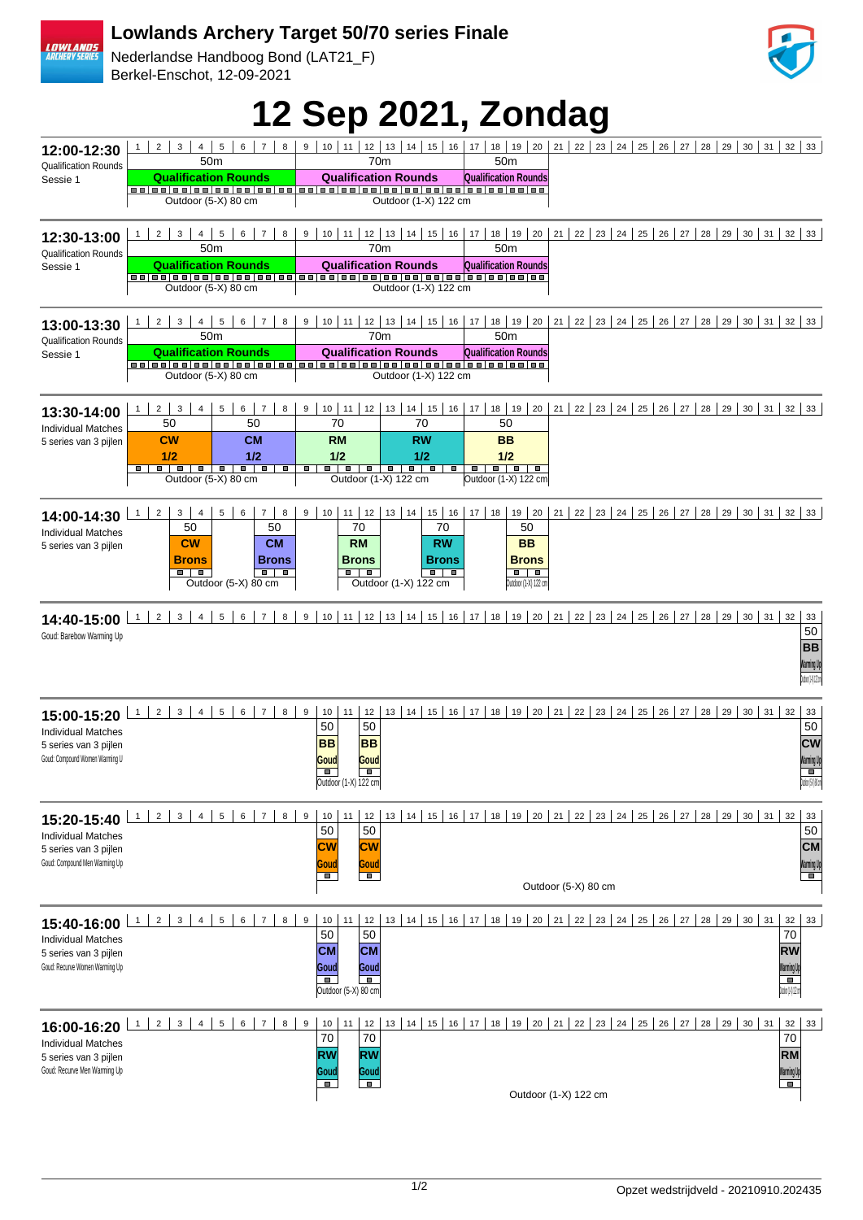# Lowlands Archery Target 50/70 series Finale

Nederlandse Handboog Bond (LAT21_F)
Berkel-Enschot, 12-09-2021

# 12 Sep 2021, Zondag

## 12:00-12:30
Qualification Rounds
Sessie 1

| Targets | 1–8 | 9–16 | 17–20 |
|---|---|---|---|
| Distance | 50m | 70m | 50m |
| Event | Qualification Rounds | Qualification Rounds | Qualification Rounds |
| Target face | Outdoor (5-X) 80 cm | Outdoor (1-X) 122 cm | |

## 12:30-13:00
Qualification Rounds
Sessie 1

| Targets | 1–8 | 9–16 | 17–20 |
|---|---|---|---|
| Distance | 50m | 70m | 50m |
| Event | Qualification Rounds | Qualification Rounds | Qualification Rounds |
| Target face | Outdoor (5-X) 80 cm | Outdoor (1-X) 122 cm | |

## 13:00-13:30
Qualification Rounds
Sessie 1

| Targets | 1–8 | 9–16 | 17–20 |
|---|---|---|---|
| Distance | 50m | 70m | 50m |
| Event | Qualification Rounds | Qualification Rounds | Qualification Rounds |
| Target face | Outdoor (5-X) 80 cm | Outdoor (1-X) 122 cm | |

## 13:30-14:00
Individual Matches
5 series van 3 pijlen

| Targets | 1–4 | 5–8 | 9–12 | 13–16 | 17–20 |
|---|---|---|---|---|---|
| Distance | 50 | 50 | 70 | 70 | 50 |
| Class | CW | CM | RM | RW | BB |
| Phase | 1/2 | 1/2 | 1/2 | 1/2 | 1/2 |
| Target face | Outdoor (5-X) 80 cm | | Outdoor (1-X) 122 cm | | Outdoor (1-X) 122 cm |

## 14:00-14:30
Individual Matches
5 series van 3 pijlen

| Targets | 3–4 | 7–8 | 11–12 | 15–16 | 19–20 |
|---|---|---|---|---|---|
| Distance | 50 | 50 | 70 | 70 | 50 |
| Class | CW | CM | RM | RW | BB |
| Phase | Brons | Brons | Brons | Brons | Brons |
| Target face | Outdoor (5-X) 80 cm | | Outdoor (1-X) 122 cm | | Outdoor (1-X) 122 cm |

## 14:40-15:00
Goud: Barebow Warming Up

| Targets | 33 |
|---|---|
| Distance | 50 |
| Class | BB |
| Phase | Warming Up |
| Target face | Outdoor (1-X) 122 cm |

## 15:00-15:20
Individual Matches
5 series van 3 pijlen
Goud: Compound Women Warming U

| Targets | 10 | 12 | 33 |
|---|---|---|---|
| Distance | 50 | 50 | 50 |
| Class | BB | BB | CW |
| Phase | Goud | Goud | Warming Up |
| Target face | Outdoor (1-X) 122 cm | | Outdoor (5-X) 80 cm |

## 15:20-15:40
Individual Matches
5 series van 3 pijlen
Goud: Compound Men Warming Up

| Targets | 10 | 12 | 33 |
|---|---|---|---|
| Distance | 50 | 50 | 50 |
| Class | CW | CW | CM |
| Phase | Goud | Goud | Warming Up |

Outdoor (5-X) 80 cm

## 15:40-16:00
Individual Matches
5 series van 3 pijlen
Goud: Recurve Women Warming Up

| Targets | 10 | 12 | 32 |
|---|---|---|---|
| Distance | 50 | 50 | 70 |
| Class | CM | CM | RW |
| Phase | Goud | Goud | Warming Up |
| Target face | Outdoor (5-X) 80 cm | | Outdoor (1-X) 122 cm |

## 16:00-16:20
Individual Matches
5 series van 3 pijlen
Goud: Recurve Men Warming Up

| Targets | 10 | 12 | 32 |
|---|---|---|---|
| Distance | 70 | 70 | 70 |
| Class | RW | RW | RM |
| Phase | Goud | Goud | Warming Up |

Outdoor (1-X) 122 cm

Opzet wedstrijdveld - 20210910.202435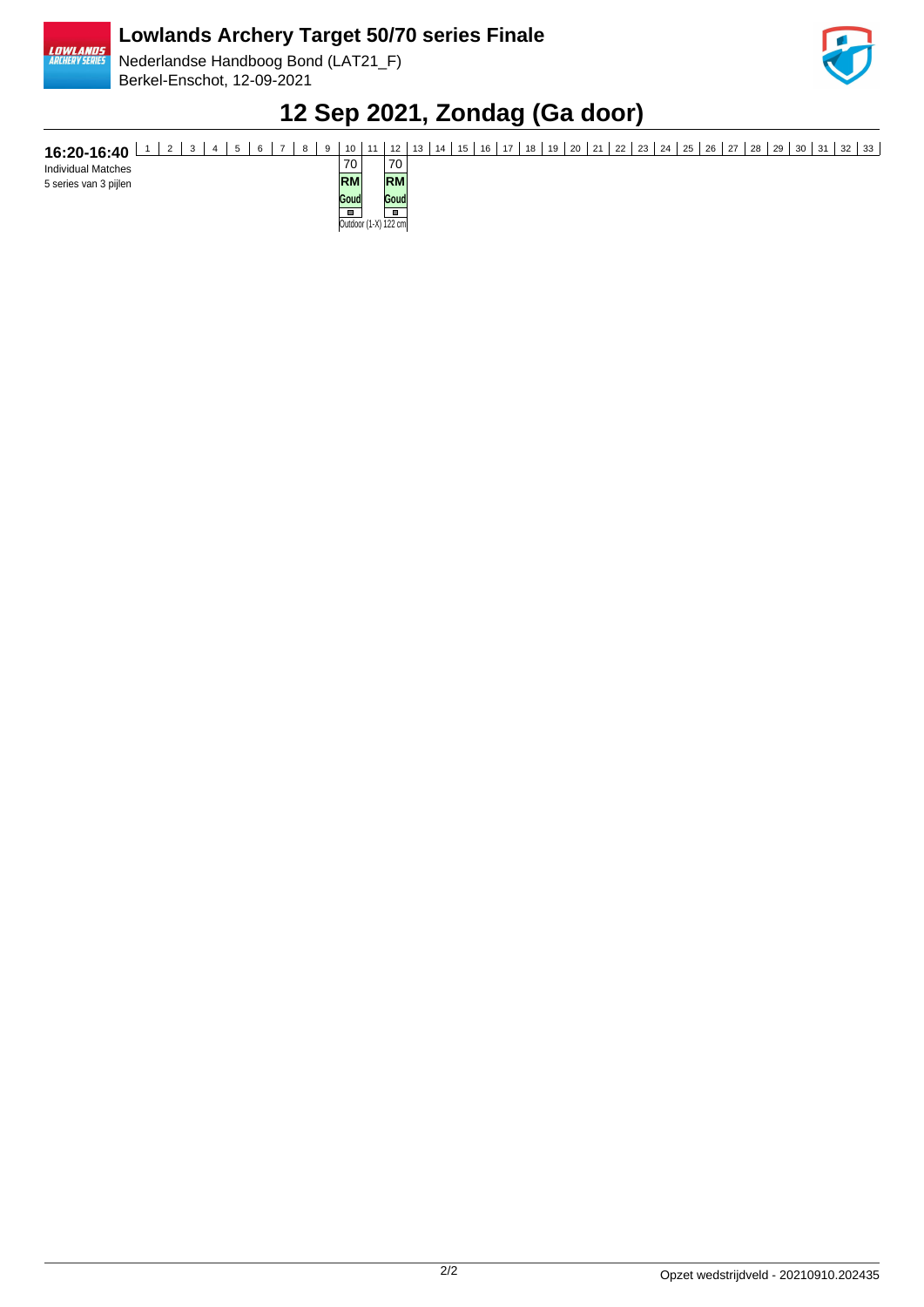# Lowlands Archery Target 50/70 series Finale

Nederlandse Handboog Bond (LAT21_F)
Berkel-Enschot, 12-09-2021

## 12 Sep 2021, Zondag (Ga door)

| | 1 | 2 | 3 | 4 | 5 | 6 | 7 | 8 | 9 | 10 | 11 | 12 | 13 | 14 | 15 | 16 | 17 | 18 | 19 | 20 | 21 | 22 | 23 | 24 | 25 | 26 | 27 | 28 | 29 | 30 | 31 | 32 | 33 |
|---|---|---|---|---|---|---|---|---|---|---|---|---|---|---|---|---|---|---|---|---|---|---|---|---|---|---|---|---|---|---|---|---|---|
| **16:20-16:40**<br>Individual Matches<br>5 series van 3 pijlen | | | | | | | | | | 70<br>RM<br>Goud | | 70<br>RM<br>Goud | | | | | | | | | | | | | | | | | | | | | |
| | | | | | | | | | | Outdoor (1-X) 122 cm | | Outdoor (1-X) 122 cm | | | | | | | | | | | | | | | | | | | | | |

Opzet wedstrijdveld - 20210910.202435